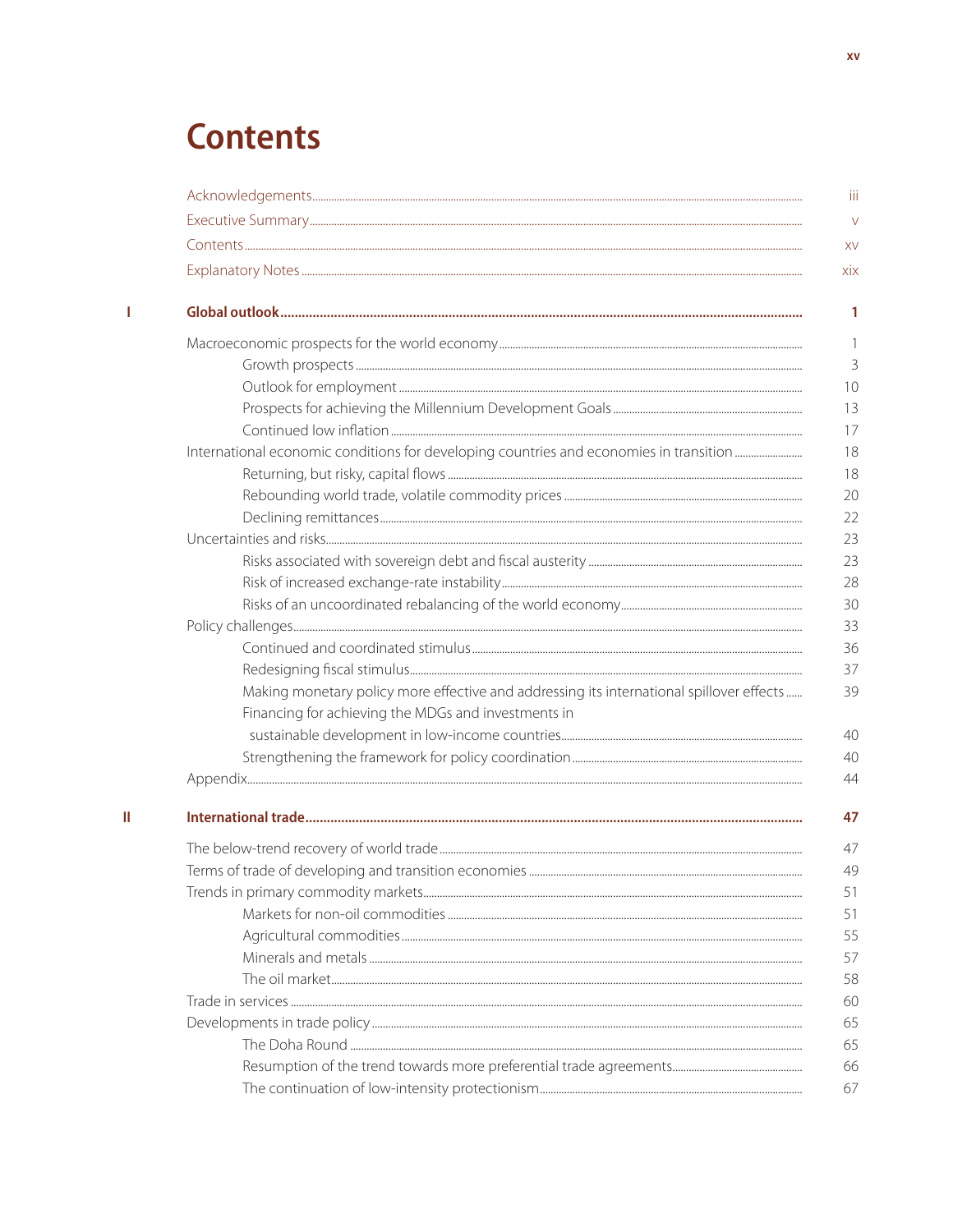# Contents

| | | |
|---|---|---|
| | Acknowledgements | iii |
| | Executive Summary | v |
| | Contents | xv |
| | Explanatory Notes | xix |
| **I** | **Global outlook** | **1** |
| | Macroeconomic prospects for the world economy | 1 |
| | Growth prospects | 3 |
| | Outlook for employment | 10 |
| | Prospects for achieving the Millennium Development Goals | 13 |
| | Continued low inflation | 17 |
| | International economic conditions for developing countries and economies in transition | 18 |
| | Returning, but risky, capital flows | 18 |
| | Rebounding world trade, volatile commodity prices | 20 |
| | Declining remittances | 22 |
| | Uncertainties and risks | 23 |
| | Risks associated with sovereign debt and fiscal austerity | 23 |
| | Risk of increased exchange-rate instability | 28 |
| | Risks of an uncoordinated rebalancing of the world economy | 30 |
| | Policy challenges | 33 |
| | Continued and coordinated stimulus | 36 |
| | Redesigning fiscal stimulus | 37 |
| | Making monetary policy more effective and addressing its international spillover effects | 39 |
| | Financing for achieving the MDGs and investments in sustainable development in low-income countries | 40 |
| | Strengthening the framework for policy coordination | 40 |
| | Appendix | 44 |
| **II** | **International trade** | **47** |
| | The below-trend recovery of world trade | 47 |
| | Terms of trade of developing and transition economies | 49 |
| | Trends in primary commodity markets | 51 |
| | Markets for non-oil commodities | 51 |
| | Agricultural commodities | 55 |
| | Minerals and metals | 57 |
| | The oil market | 58 |
| | Trade in services | 60 |
| | Developments in trade policy | 65 |
| | The Doha Round | 65 |
| | Resumption of the trend towards more preferential trade agreements | 66 |
| | The continuation of low-intensity protectionism | 67 |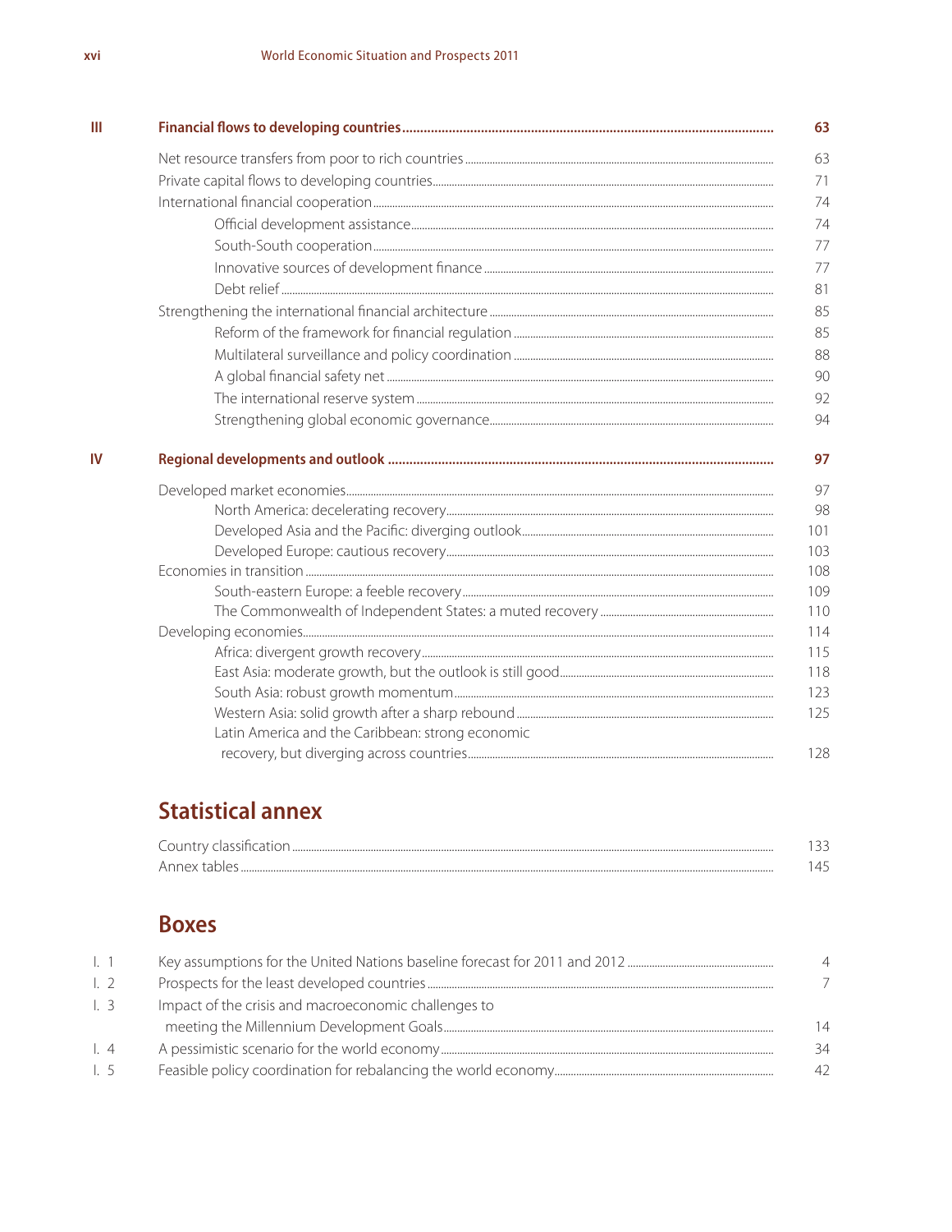| | | |
|---|---|---|
| **III** | **Financial flows to developing countries** | **63** |
| | Net resource transfers from poor to rich countries | 63 |
| | Private capital flows to developing countries | 71 |
| | International financial cooperation | 74 |
| | Official development assistance | 74 |
| | South-South cooperation | 77 |
| | Innovative sources of development finance | 77 |
| | Debt relief | 81 |
| | Strengthening the international financial architecture | 85 |
| | Reform of the framework for financial regulation | 85 |
| | Multilateral surveillance and policy coordination | 88 |
| | A global financial safety net | 90 |
| | The international reserve system | 92 |
| | Strengthening global economic governance | 94 |
| **IV** | **Regional developments and outlook** | **97** |
| | Developed market economies | 97 |
| | North America: decelerating recovery | 98 |
| | Developed Asia and the Pacific: diverging outlook | 101 |
| | Developed Europe: cautious recovery | 103 |
| | Economies in transition | 108 |
| | South-eastern Europe: a feeble recovery | 109 |
| | The Commonwealth of Independent States: a muted recovery | 110 |
| | Developing economies | 114 |
| | Africa: divergent growth recovery | 115 |
| | East Asia: moderate growth, but the outlook is still good | 118 |
| | South Asia: robust growth momentum | 123 |
| | Western Asia: solid growth after a sharp rebound | 125 |
| | Latin America and the Caribbean: strong economic recovery, but diverging across countries | 128 |

## Statistical annex

| | |
|---|---|
| Country classification | 133 |
| Annex tables | 145 |

## Boxes

| | | |
|---|---|---|
| I. 1 | Key assumptions for the United Nations baseline forecast for 2011 and 2012 | 4 |
| I. 2 | Prospects for the least developed countries | 7 |
| I. 3 | Impact of the crisis and macroeconomic challenges to meeting the Millennium Development Goals | 14 |
| I. 4 | A pessimistic scenario for the world economy | 34 |
| I. 5 | Feasible policy coordination for rebalancing the world economy | 42 |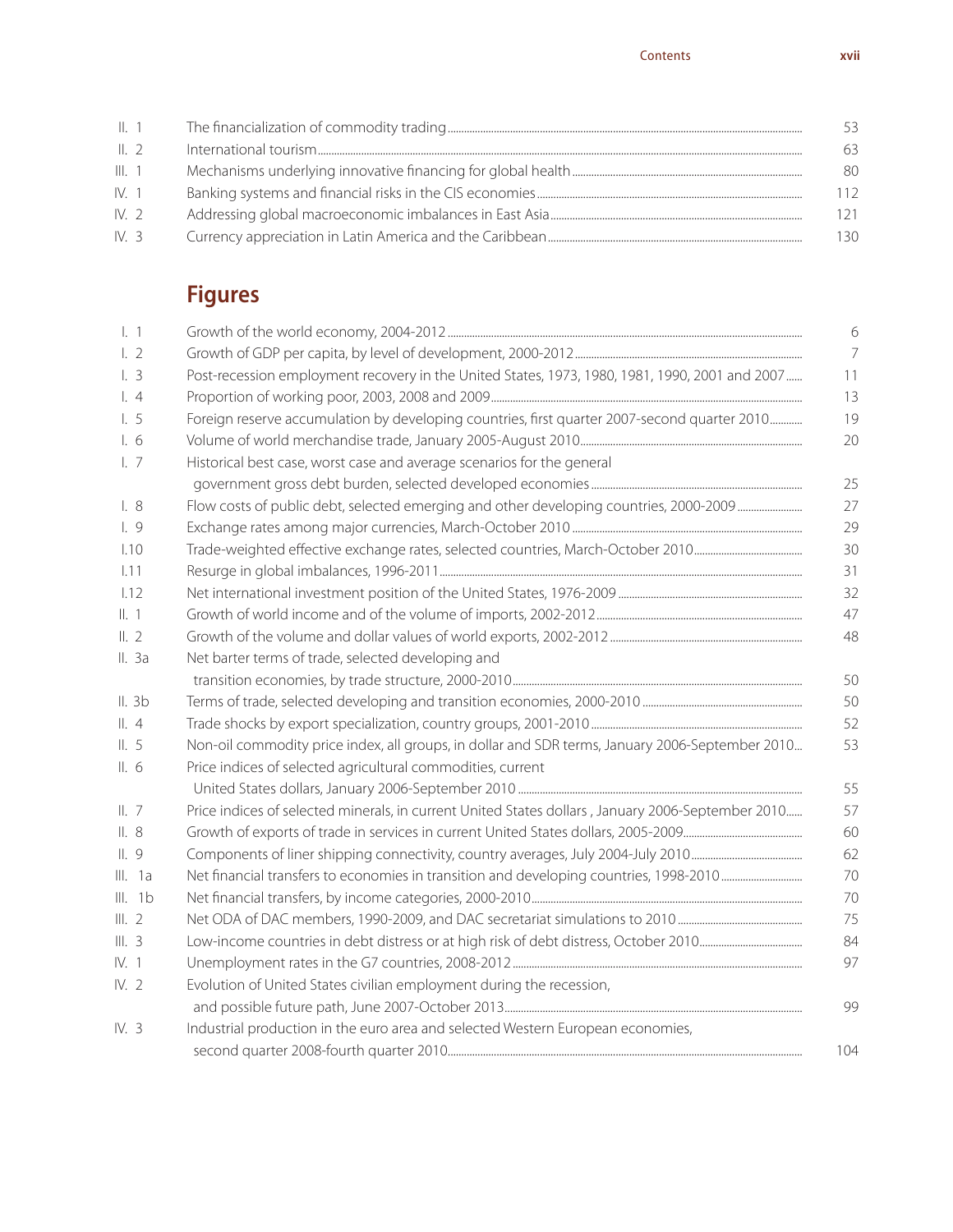| | | |
|---|---|---|
| II. 1 | The financialization of commodity trading | 53 |
| II. 2 | International tourism | 63 |
| III. 1 | Mechanisms underlying innovative financing for global health | 80 |
| IV. 1 | Banking systems and financial risks in the CIS economies | 112 |
| IV. 2 | Addressing global macroeconomic imbalances in East Asia | 121 |
| IV. 3 | Currency appreciation in Latin America and the Caribbean | 130 |

## Figures

| | | |
|---|---|---|
| I. 1 | Growth of the world economy, 2004-2012 | 6 |
| I. 2 | Growth of GDP per capita, by level of development, 2000-2012 | 7 |
| I. 3 | Post-recession employment recovery in the United States, 1973, 1980, 1981, 1990, 2001 and 2007 | 11 |
| I. 4 | Proportion of working poor, 2003, 2008 and 2009 | 13 |
| I. 5 | Foreign reserve accumulation by developing countries, first quarter 2007-second quarter 2010 | 19 |
| I. 6 | Volume of world merchandise trade, January 2005-August 2010 | 20 |
| I. 7 | Historical best case, worst case and average scenarios for the general government gross debt burden, selected developed economies | 25 |
| I. 8 | Flow costs of public debt, selected emerging and other developing countries, 2000-2009 | 27 |
| I. 9 | Exchange rates among major currencies, March-October 2010 | 29 |
| I.10 | Trade-weighted effective exchange rates, selected countries, March-October 2010 | 30 |
| I.11 | Resurge in global imbalances, 1996-2011 | 31 |
| I.12 | Net international investment position of the United States, 1976-2009 | 32 |
| II. 1 | Growth of world income and of the volume of imports, 2002-2012 | 47 |
| II. 2 | Growth of the volume and dollar values of world exports, 2002-2012 | 48 |
| II. 3a | Net barter terms of trade, selected developing and transition economies, by trade structure, 2000-2010 | 50 |
| II. 3b | Terms of trade, selected developing and transition economies, 2000-2010 | 50 |
| II. 4 | Trade shocks by export specialization, country groups, 2001-2010 | 52 |
| II. 5 | Non-oil commodity price index, all groups, in dollar and SDR terms, January 2006-September 2010 | 53 |
| II. 6 | Price indices of selected agricultural commodities, current United States dollars, January 2006-September 2010 | 55 |
| II. 7 | Price indices of selected minerals, in current United States dollars , January 2006-September 2010 | 57 |
| II. 8 | Growth of exports of trade in services in current United States dollars, 2005-2009 | 60 |
| II. 9 | Components of liner shipping connectivity, country averages, July 2004-July 2010 | 62 |
| III. 1a | Net financial transfers to economies in transition and developing countries, 1998-2010 | 70 |
| III. 1b | Net financial transfers, by income categories, 2000-2010 | 70 |
| III. 2 | Net ODA of DAC members, 1990-2009, and DAC secretariat simulations to 2010 | 75 |
| III. 3 | Low-income countries in debt distress or at high risk of debt distress, October 2010 | 84 |
| IV. 1 | Unemployment rates in the G7 countries, 2008-2012 | 97 |
| IV. 2 | Evolution of United States civilian employment during the recession, and possible future path, June 2007-October 2013 | 99 |
| IV. 3 | Industrial production in the euro area and selected Western European economies, second quarter 2008-fourth quarter 2010 | 104 |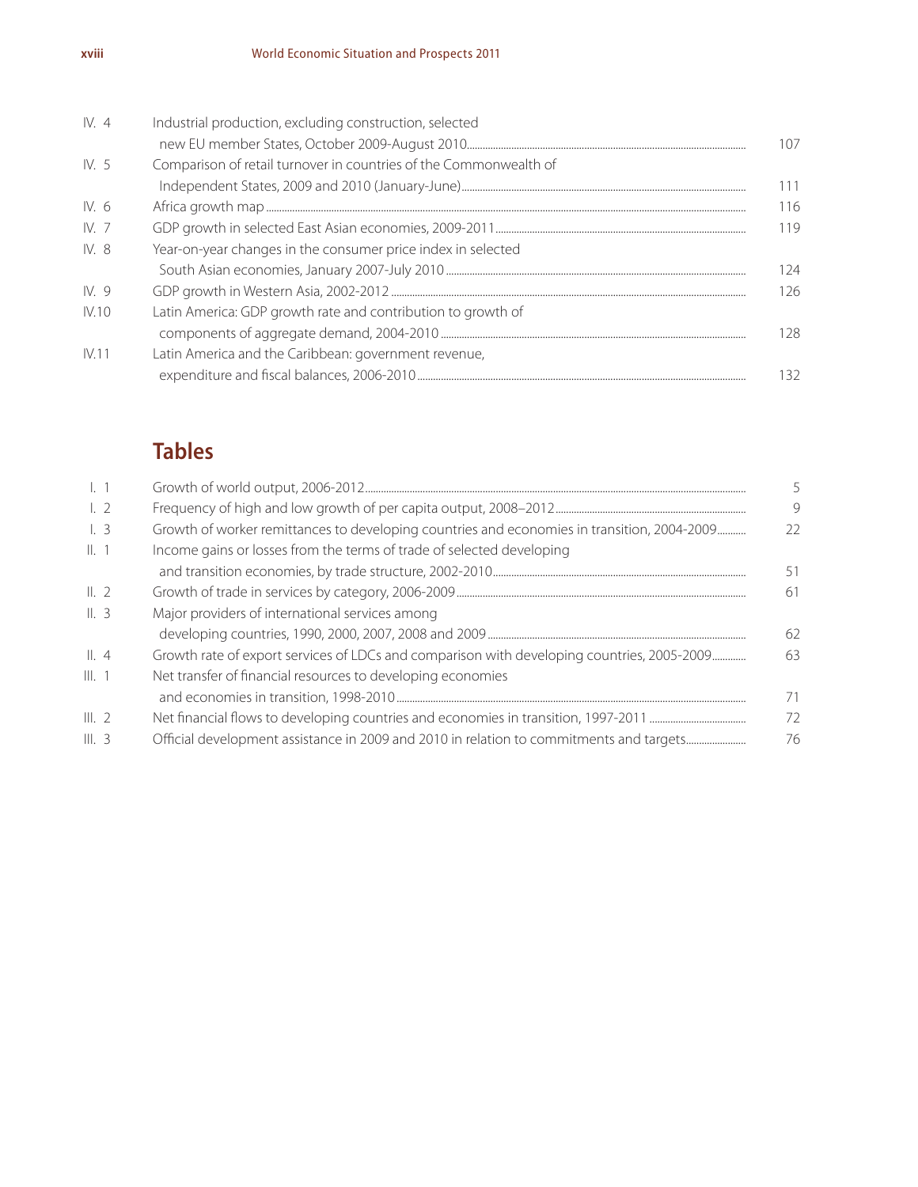| | | |
|---|---|---|
| IV. 4 | Industrial production, excluding construction, selected new EU member States, October 2009-August 2010 | 107 |
| IV. 5 | Comparison of retail turnover in countries of the Commonwealth of Independent States, 2009 and 2010 (January-June) | 111 |
| IV. 6 | Africa growth map | 116 |
| IV. 7 | GDP growth in selected East Asian economies, 2009-2011 | 119 |
| IV. 8 | Year-on-year changes in the consumer price index in selected South Asian economies, January 2007-July 2010 | 124 |
| IV. 9 | GDP growth in Western Asia, 2002-2012 | 126 |
| IV.10 | Latin America: GDP growth rate and contribution to growth of components of aggregate demand, 2004-2010 | 128 |
| IV.11 | Latin America and the Caribbean: government revenue, expenditure and fiscal balances, 2006-2010 | 132 |

## Tables

| | | |
|---|---|---|
| I. 1 | Growth of world output, 2006-2012 | 5 |
| I. 2 | Frequency of high and low growth of per capita output, 2008–2012 | 9 |
| I. 3 | Growth of worker remittances to developing countries and economies in transition, 2004-2009 | 22 |
| II. 1 | Income gains or losses from the terms of trade of selected developing and transition economies, by trade structure, 2002-2010 | 51 |
| II. 2 | Growth of trade in services by category, 2006-2009 | 61 |
| II. 3 | Major providers of international services among developing countries, 1990, 2000, 2007, 2008 and 2009 | 62 |
| II. 4 | Growth rate of export services of LDCs and comparison with developing countries, 2005-2009 | 63 |
| III. 1 | Net transfer of financial resources to developing economies and economies in transition, 1998-2010 | 71 |
| III. 2 | Net financial flows to developing countries and economies in transition, 1997-2011 | 72 |
| III. 3 | Official development assistance in 2009 and 2010 in relation to commitments and targets | 76 |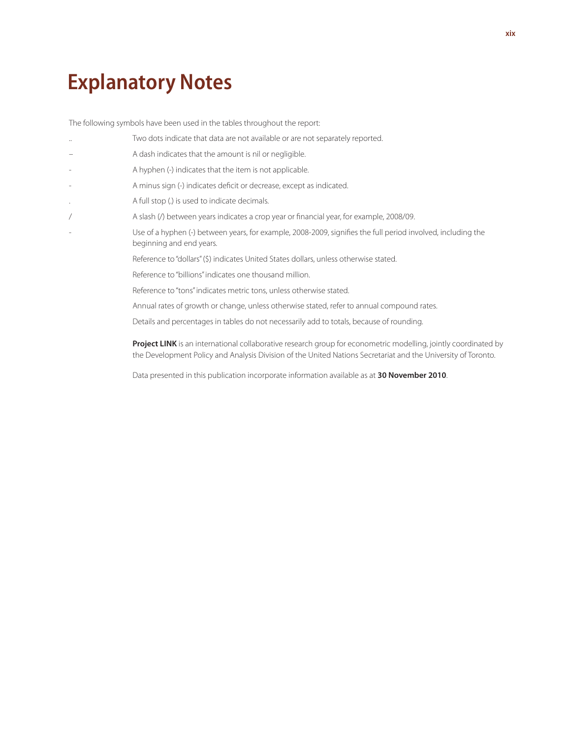# Explanatory Notes

The following symbols have been used in the tables throughout the report:

| | |
|---|---|
| .. | Two dots indicate that data are not available or are not separately reported. |
| – | A dash indicates that the amount is nil or negligible. |
| - | A hyphen (-) indicates that the item is not applicable. |
| - | A minus sign (-) indicates deficit or decrease, except as indicated. |
| . | A full stop (.) is used to indicate decimals. |
| / | A slash (/) between years indicates a crop year or financial year, for example, 2008/09. |
| - | Use of a hyphen (-) between years, for example, 2008-2009, signifies the full period involved, including the beginning and end years. |

Reference to "dollars" ($) indicates United States dollars, unless otherwise stated.

Reference to "billions" indicates one thousand million.

Reference to "tons" indicates metric tons, unless otherwise stated.

Annual rates of growth or change, unless otherwise stated, refer to annual compound rates.

Details and percentages in tables do not necessarily add to totals, because of rounding.

**Project LINK** is an international collaborative research group for econometric modelling, jointly coordinated by the Development Policy and Analysis Division of the United Nations Secretariat and the University of Toronto.

Data presented in this publication incorporate information available as at **30 November 2010**.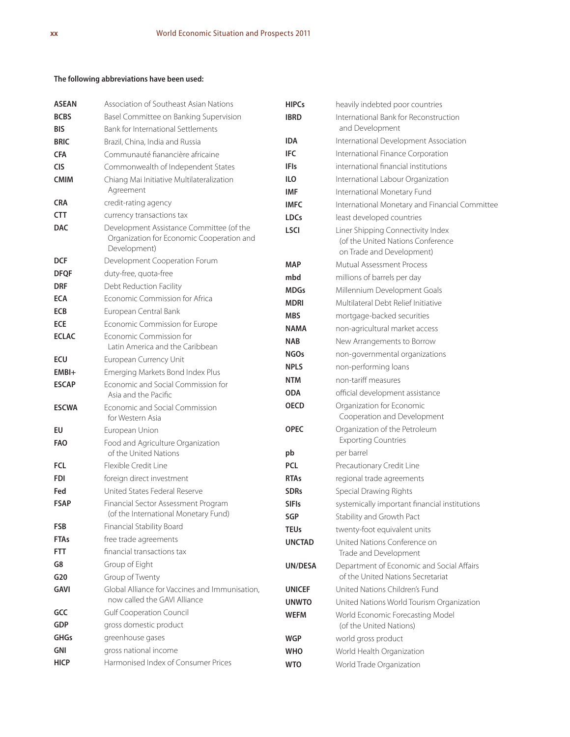**The following abbreviations have been used:**

| | |
|---|---|
| **ASEAN** | Association of Southeast Asian Nations |
| **BCBS** | Basel Committee on Banking Supervision |
| **BIS** | Bank for International Settlements |
| **BRIC** | Brazil, China, India and Russia |
| **CFA** | Communauté fianancière africaine |
| **CIS** | Commonwealth of Independent States |
| **CMIM** | Chiang Mai Initiative Multilateralization Agreement |
| **CRA** | credit-rating agency |
| **CTT** | currency transactions tax |
| **DAC** | Development Assistance Committee (of the Organization for Economic Cooperation and Development) |
| **DCF** | Development Cooperation Forum |
| **DFQF** | duty-free, quota-free |
| **DRF** | Debt Reduction Facility |
| **ECA** | Economic Commission for Africa |
| **ECB** | European Central Bank |
| **ECE** | Economic Commission for Europe |
| **ECLAC** | Economic Commission for Latin America and the Caribbean |
| **ECU** | European Currency Unit |
| **EMBI+** | Emerging Markets Bond Index Plus |
| **ESCAP** | Economic and Social Commission for Asia and the Pacific |
| **ESCWA** | Economic and Social Commission for Western Asia |
| **EU** | European Union |
| **FAO** | Food and Agriculture Organization of the United Nations |
| **FCL** | Flexible Credit Line |
| **FDI** | foreign direct investment |
| **Fed** | United States Federal Reserve |
| **FSAP** | Financial Sector Assessment Program (of the International Monetary Fund) |
| **FSB** | Financial Stability Board |
| **FTAs** | free trade agreements |
| **FTT** | financial transactions tax |
| **G8** | Group of Eight |
| **G20** | Group of Twenty |
| **GAVI** | Global Alliance for Vaccines and Immunisation, now called the GAVI Alliance |
| **GCC** | Gulf Cooperation Council |
| **GDP** | gross domestic product |
| **GHGs** | greenhouse gases |
| **GNI** | gross national income |
| **HICP** | Harmonised Index of Consumer Prices |
| **HIPCs** | heavily indebted poor countries |
| **IBRD** | International Bank for Reconstruction and Development |
| **IDA** | International Development Association |
| **IFC** | International Finance Corporation |
| **IFIs** | international financial institutions |
| **ILO** | International Labour Organization |
| **IMF** | International Monetary Fund |
| **IMFC** | International Monetary and Financial Committee |
| **LDCs** | least developed countries |
| **LSCI** | Liner Shipping Connectivity Index (of the United Nations Conference on Trade and Development) |
| **MAP** | Mutual Assessment Process |
| **mbd** | millions of barrels per day |
| **MDGs** | Millennium Development Goals |
| **MDRI** | Multilateral Debt Relief Initiative |
| **MBS** | mortgage-backed securities |
| **NAMA** | non-agricultural market access |
| **NAB** | New Arrangements to Borrow |
| **NGOs** | non-governmental organizations |
| **NPLS** | non-performing loans |
| **NTM** | non-tariff measures |
| **ODA** | official development assistance |
| **OECD** | Organization for Economic Cooperation and Development |
| **OPEC** | Organization of the Petroleum Exporting Countries |
| **pb** | per barrel |
| **PCL** | Precautionary Credit Line |
| **RTAs** | regional trade agreements |
| **SDRs** | Special Drawing Rights |
| **SIFIs** | systemically important financial institutions |
| **SGP** | Stability and Growth Pact |
| **TEUs** | twenty-foot equivalent units |
| **UNCTAD** | United Nations Conference on Trade and Development |
| **UN/DESA** | Department of Economic and Social Affairs of the United Nations Secretariat |
| **UNICEF** | United Nations Children's Fund |
| **UNWTO** | United Nations World Tourism Organization |
| **WEFM** | World Economic Forecasting Model (of the United Nations) |
| **WGP** | world gross product |
| **WHO** | World Health Organization |
| **WTO** | World Trade Organization |